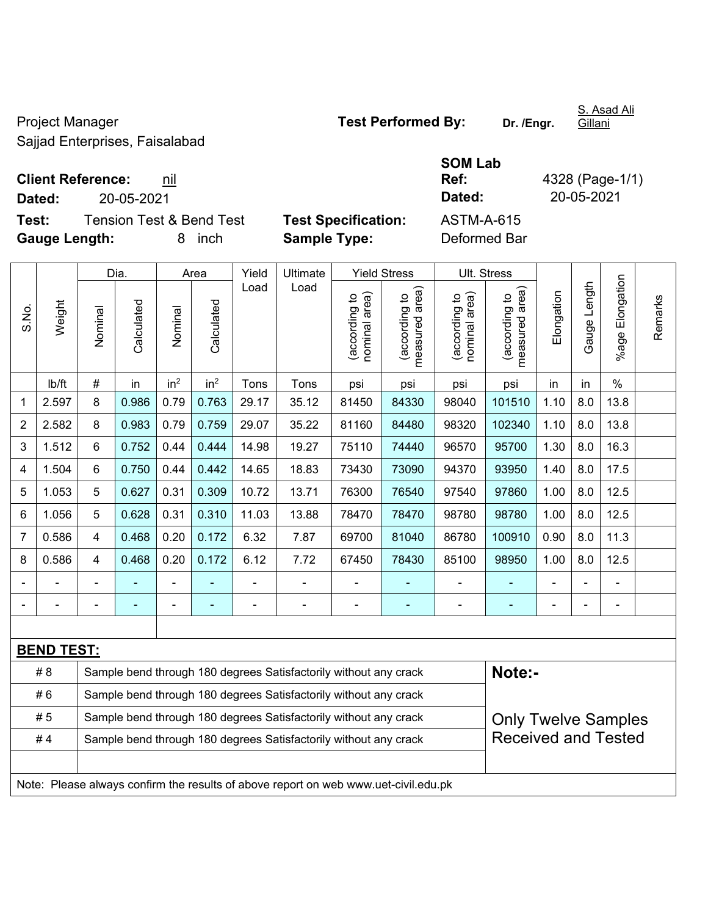Project Manager
Sajjad Enterprises, Faisalabad

**Test Performed By:** **Dr. /Engr.** S. Asad Ali Gillani

**Client Reference:** nil
**Dated:** 20-05-2021

**SOM Lab Ref:** 4328 (Page-1/1)
**Dated:** 20-05-2021

**Test:** Tension Test & Bend Test
**Gauge Length:** 8 inch

**Test Specification:** ASTM-A-615
**Sample Type:** Deformed Bar

| S.No. | Weight | Dia. | | Area | | Yield Load | Ultimate Load | Yield Stress | | Ult. Stress | | Elongation | Gauge Length | %age Elongation | Remarks |
|---|---|---|---|---|---|---|---|---|---|---|---|---|---|---|---|
| | | Nominal | Calculated | Nominal | Calculated | | | (according to nominal area) | (according to measured area) | (according to nominal area) | (according to measured area) | | | | |
| | lb/ft | # | in | $in^2$ | $in^2$ | Tons | Tons | psi | psi | psi | psi | in | in | % | |
| 1 | 2.597 | 8 | 0.986 | 0.79 | 0.763 | 29.17 | 35.12 | 81450 | 84330 | 98040 | 101510 | 1.10 | 8.0 | 13.8 | |
| 2 | 2.582 | 8 | 0.983 | 0.79 | 0.759 | 29.07 | 35.22 | 81160 | 84480 | 98320 | 102340 | 1.10 | 8.0 | 13.8 | |
| 3 | 1.512 | 6 | 0.752 | 0.44 | 0.444 | 14.98 | 19.27 | 75110 | 74440 | 96570 | 95700 | 1.30 | 8.0 | 16.3 | |
| 4 | 1.504 | 6 | 0.750 | 0.44 | 0.442 | 14.65 | 18.83 | 73430 | 73090 | 94370 | 93950 | 1.40 | 8.0 | 17.5 | |
| 5 | 1.053 | 5 | 0.627 | 0.31 | 0.309 | 10.72 | 13.71 | 76300 | 76540 | 97540 | 97860 | 1.00 | 8.0 | 12.5 | |
| 6 | 1.056 | 5 | 0.628 | 0.31 | 0.310 | 11.03 | 13.88 | 78470 | 78470 | 98780 | 98780 | 1.00 | 8.0 | 12.5 | |
| 7 | 0.586 | 4 | 0.468 | 0.20 | 0.172 | 6.32 | 7.87 | 69700 | 81040 | 86780 | 100910 | 0.90 | 8.0 | 11.3 | |
| 8 | 0.586 | 4 | 0.468 | 0.20 | 0.172 | 6.12 | 7.72 | 67450 | 78430 | 85100 | 98950 | 1.00 | 8.0 | 12.5 | |
| - | - | - | - | - | - | - | - | - | - | - | - | - | - | - | |
| - | - | - | - | - | - | - | - | - | - | - | - | - | - | - | |

**BEND TEST:**

| Bar | Result |
|---|---|
| # 8 | Sample bend through 180 degrees Satisfactorily without any crack |
| # 6 | Sample bend through 180 degrees Satisfactorily without any crack |
| # 5 | Sample bend through 180 degrees Satisfactorily without any crack |
| # 4 | Sample bend through 180 degrees Satisfactorily without any crack |

**Note:-**

Only Twelve Samples Received and Tested

Note: Please always confirm the results of above report on web www.uet-civil.edu.pk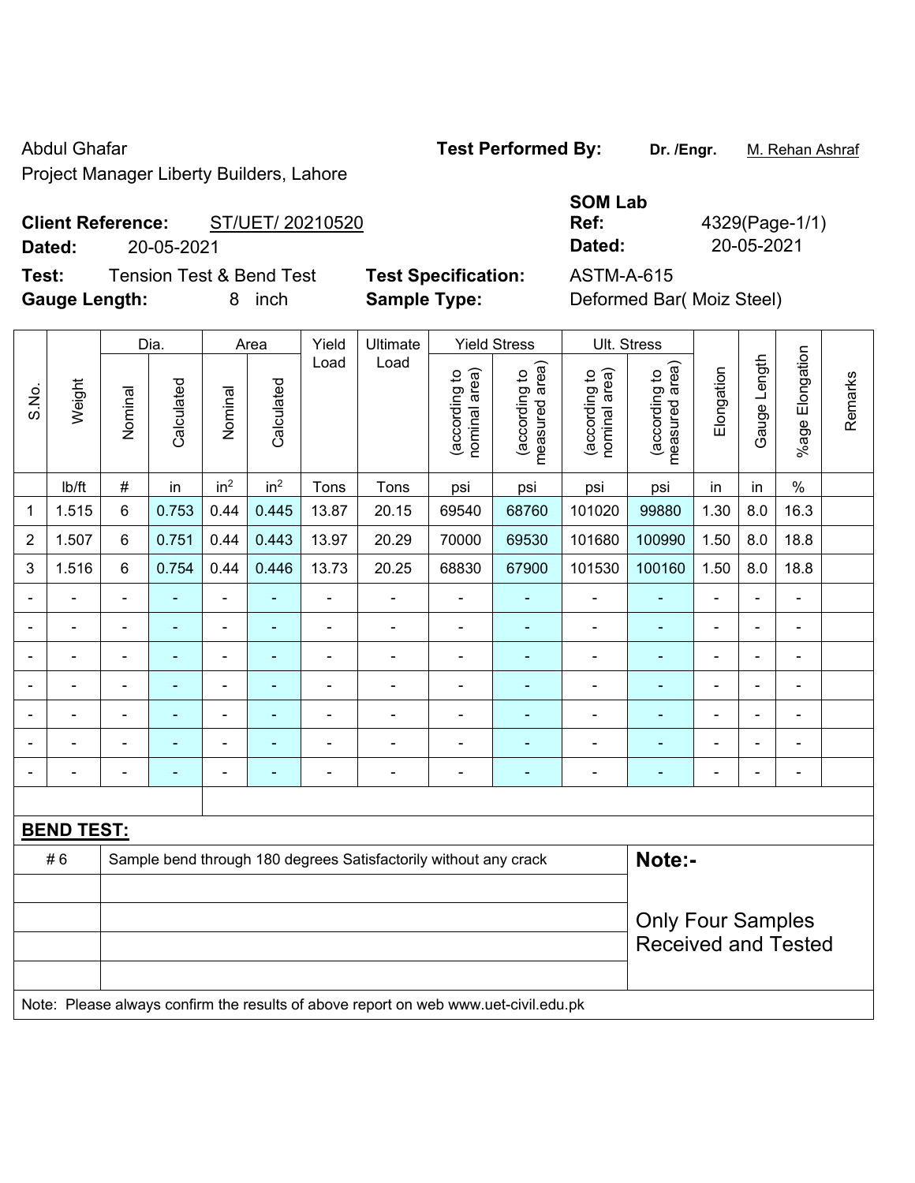Abdul Ghafar

Project Manager Liberty Builders, Lahore

**Test Performed By:** **Dr. /Engr.** M. Rehan Ashraf

**Client Reference:** ST/UET/ 20210520

**Dated:** 20-05-2021

**SOM Lab Ref:** 4329(Page-1/1)

**Dated:** 20-05-2021

**Test:** Tension Test & Bend Test

**Test Specification:** ASTM-A-615

**Gauge Length:** 8 inch

**Sample Type:** Deformed Bar( Moiz Steel)

| S.No. | Weight | Dia. | | Area | | Yield Load | Ultimate Load | Yield Stress | | Ult. Stress | | Elongation | Gauge Length | %age Elongation | Remarks |
|---|---|---|---|---|---|---|---|---|---|---|---|---|---|---|---|
| | | Nominal | Calculated | Nominal | Calculated | | | (according to nominal area) | (according to measured area) | (according to nominal area) | (according to measured area) | | | | |
| | lb/ft | # | in | in$^2$ | in$^2$ | Tons | Tons | psi | psi | psi | psi | in | in | % | |
| 1 | 1.515 | 6 | 0.753 | 0.44 | 0.445 | 13.87 | 20.15 | 69540 | 68760 | 101020 | 99880 | 1.30 | 8.0 | 16.3 | |
| 2 | 1.507 | 6 | 0.751 | 0.44 | 0.443 | 13.97 | 20.29 | 70000 | 69530 | 101680 | 100990 | 1.50 | 8.0 | 18.8 | |
| 3 | 1.516 | 6 | 0.754 | 0.44 | 0.446 | 13.73 | 20.25 | 68830 | 67900 | 101530 | 100160 | 1.50 | 8.0 | 18.8 | |
| - | - | - | - | - | - | - | - | - | - | - | - | - | - | - | |
| - | - | - | - | - | - | - | - | - | - | - | - | - | - | - | |
| - | - | - | - | - | - | - | - | - | - | - | - | - | - | - | |
| - | - | - | - | - | - | - | - | - | - | - | - | - | - | - | |
| - | - | - | - | - | - | - | - | - | - | - | - | - | - | - | |
| - | - | - | - | - | - | - | - | - | - | - | - | - | - | - | |
| - | - | - | - | - | - | - | - | - | - | - | - | - | - | - | |

**BEND TEST:**

| | | |
|---|---|---|
| # 6 | Sample bend through 180 degrees Satisfactorily without any crack | **Note:-** Only Four Samples Received and Tested |

Note: Please always confirm the results of above report on web www.uet-civil.edu.pk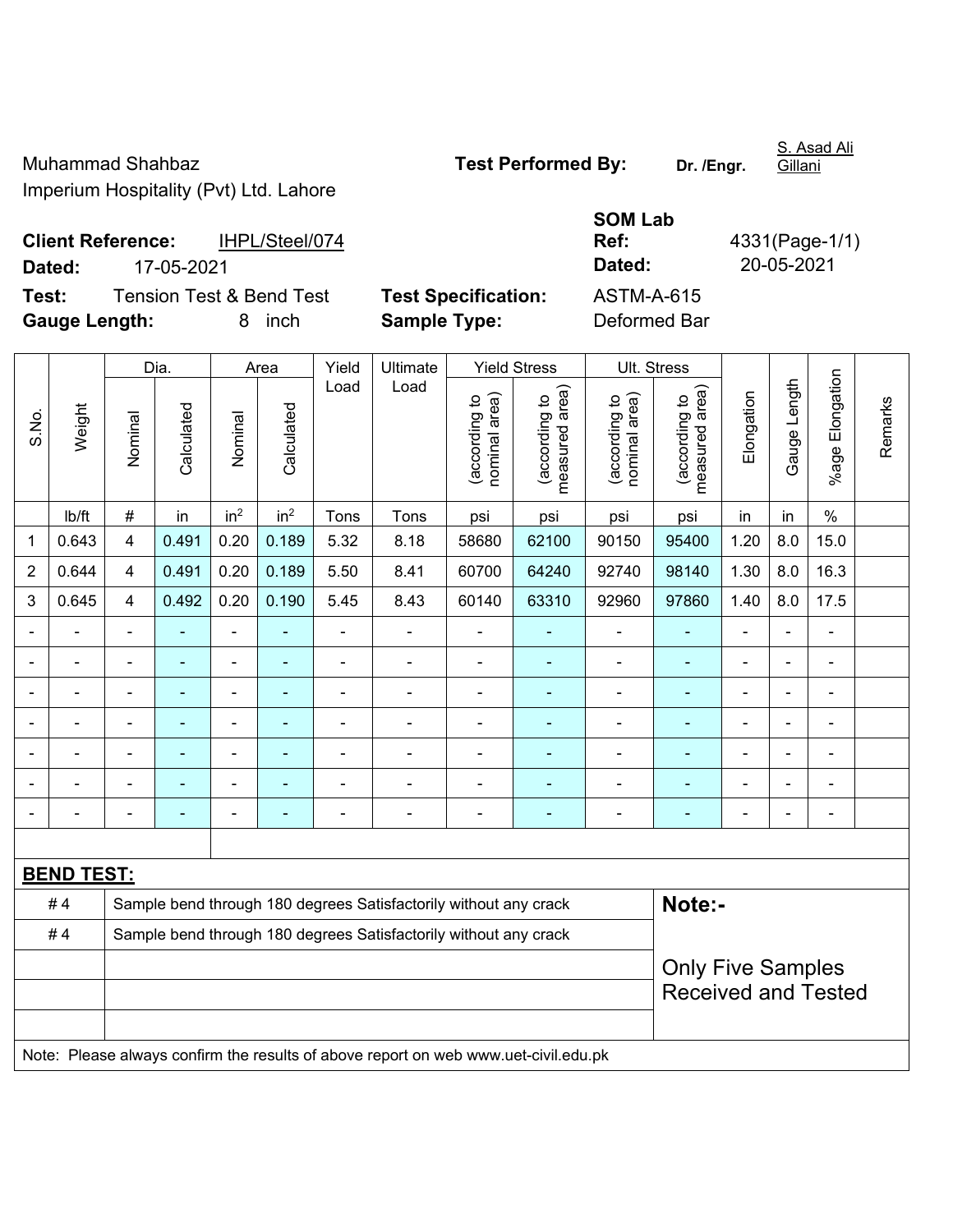Muhammad Shahbaz
Imperium Hospitality (Pvt) Ltd. Lahore

**Test Performed By:** **Dr. /Engr.** S. Asad Ali Gillani

**Client Reference:** IHPL/Steel/074
**Dated:** 17-05-2021

**SOM Lab Ref:** 4331(Page-1/1)
**Dated:** 20-05-2021

**Test:** Tension Test & Bend Test
**Gauge Length:** 8 inch

**Test Specification:** ASTM-A-615
**Sample Type:** Deformed Bar

| S.No. | Weight | Dia. | | Area | | Yield Load | Ultimate Load | Yield Stress | | Ult. Stress | | Elongation | Gauge Length | %age Elongation | Remarks |
|---|---|---|---|---|---|---|---|---|---|---|---|---|---|---|---|
| | | Nominal | Calculated | Nominal | Calculated | | | (according to nominal area) | (according to measured area) | (according to nominal area) | (according to measured area) | | | | |
| | lb/ft | # | in | in² | in² | Tons | Tons | psi | psi | psi | psi | in | in | % | |
| 1 | 0.643 | 4 | 0.491 | 0.20 | 0.189 | 5.32 | 8.18 | 58680 | 62100 | 90150 | 95400 | 1.20 | 8.0 | 15.0 | |
| 2 | 0.644 | 4 | 0.491 | 0.20 | 0.189 | 5.50 | 8.41 | 60700 | 64240 | 92740 | 98140 | 1.30 | 8.0 | 16.3 | |
| 3 | 0.645 | 4 | 0.492 | 0.20 | 0.190 | 5.45 | 8.43 | 60140 | 63310 | 92960 | 97860 | 1.40 | 8.0 | 17.5 | |
| - | - | - | - | - | - | - | - | - | - | - | - | - | - | - | |
| - | - | - | - | - | - | - | - | - | - | - | - | - | - | - | |
| - | - | - | - | - | - | - | - | - | - | - | - | - | - | - | |
| - | - | - | - | - | - | - | - | - | - | - | - | - | - | - | |
| - | - | - | - | - | - | - | - | - | - | - | - | - | - | - | |
| - | - | - | - | - | - | - | - | - | - | - | - | - | - | - | |
| - | - | - | - | - | - | - | - | - | - | - | - | - | - | - | |

**BEND TEST:**

| | | |
|---|---|---|
| # 4 | Sample bend through 180 degrees Satisfactorily without any crack | **Note:-** |
| # 4 | Sample bend through 180 degrees Satisfactorily without any crack | Only Five Samples Received and Tested |

Note: Please always confirm the results of above report on web www.uet-civil.edu.pk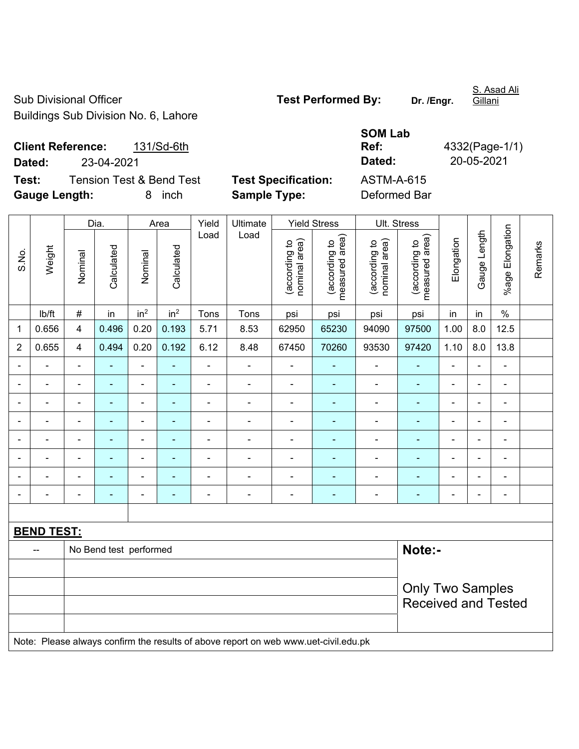Sub Divisional Officer
Buildings Sub Division No. 6, Lahore

**Test Performed By:** **Dr. /Engr.** S. Asad Ali Gillani

**Client Reference:** 131/Sd-6th
**Dated:** 23-04-2021

**SOM Lab Ref:** 4332(Page-1/1)
**Dated:** 20-05-2021

**Test:** Tension Test & Bend Test
**Gauge Length:** 8 inch

**Test Specification:** ASTM-A-615
**Sample Type:** Deformed Bar

| S.No. | Weight | Dia. | | Area | | Yield Load | Ultimate Load | Yield Stress | | Ult. Stress | | Elongation | Gauge Length | %age Elongation | Remarks |
|---|---|---|---|---|---|---|---|---|---|---|---|---|---|---|---|
| | | Nominal | Calculated | Nominal | Calculated | | | (according to nominal area) | (according to measured area) | (according to nominal area) | (according to measured area) | | | | |
| | lb/ft | # | in | $in^2$ | $in^2$ | Tons | Tons | psi | psi | psi | psi | in | in | % | |
| 1 | 0.656 | 4 | 0.496 | 0.20 | 0.193 | 5.71 | 8.53 | 62950 | 65230 | 94090 | 97500 | 1.00 | 8.0 | 12.5 | |
| 2 | 0.655 | 4 | 0.494 | 0.20 | 0.192 | 6.12 | 8.48 | 67450 | 70260 | 93530 | 97420 | 1.10 | 8.0 | 13.8 | |
| - | - | - | - | - | - | - | - | - | - | - | - | - | - | - | |
| - | - | - | - | - | - | - | - | - | - | - | - | - | - | - | |
| - | - | - | - | - | - | - | - | - | - | - | - | - | - | - | |
| - | - | - | - | - | - | - | - | - | - | - | - | - | - | - | |
| - | - | - | - | - | - | - | - | - | - | - | - | - | - | - | |
| - | - | - | - | - | - | - | - | - | - | - | - | - | - | - | |
| - | - | - | - | - | - | - | - | - | - | - | - | - | - | - | |
| - | - | - | - | - | - | - | - | - | - | - | - | - | - | - | |

**BEND TEST:**

| -- | No Bend test performed |
|---|---|

**Note:-**

Only Two Samples Received and Tested

Note: Please always confirm the results of above report on web www.uet-civil.edu.pk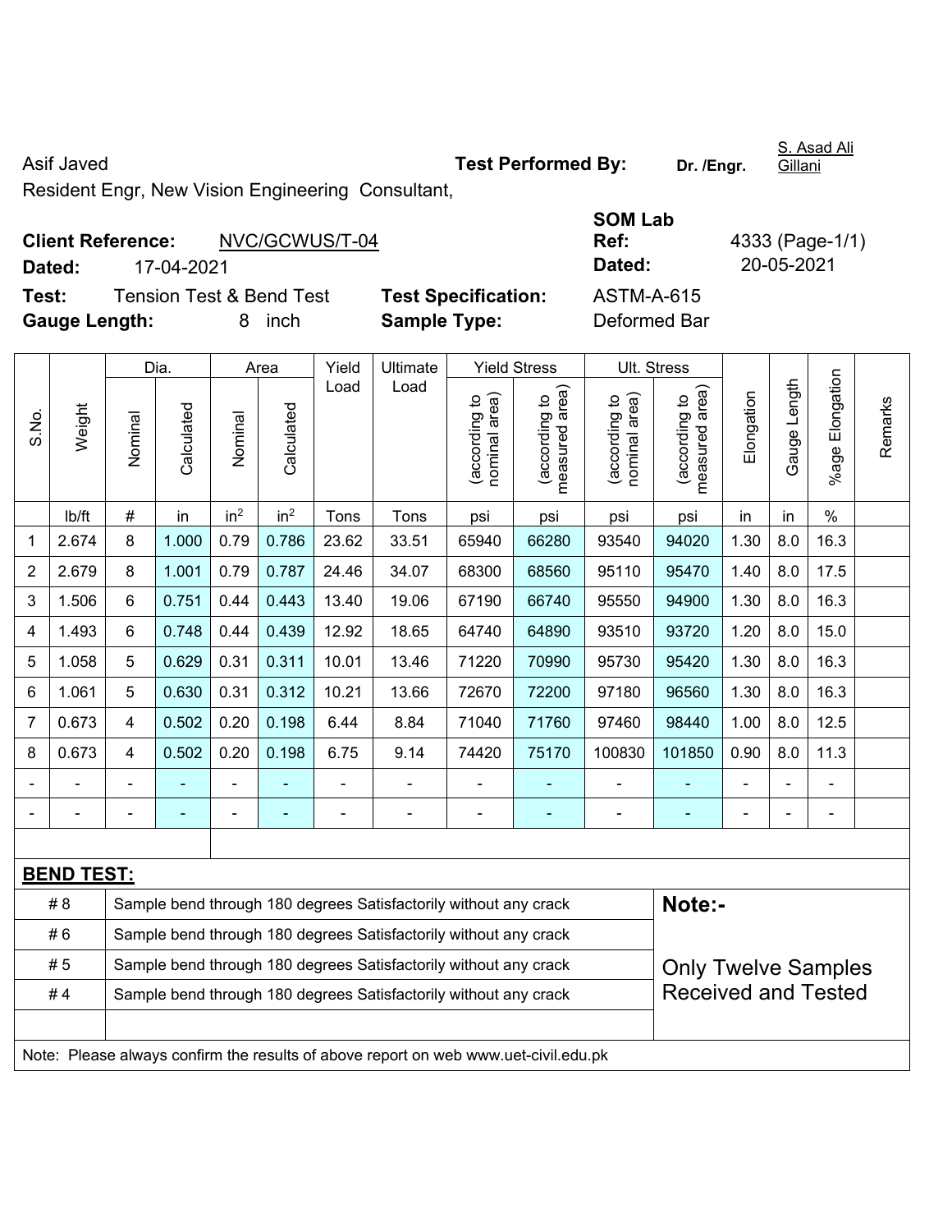Asif Javed

Resident Engr, New Vision Engineering Consultant,

**Test Performed By:** **Dr. /Engr.** S. Asad Ali Gillani

**Client Reference:** NVC/GCWUS/T-04

**Dated:** 17-04-2021

**SOM Lab Ref:** 4333 (Page-1/1)

**Dated:** 20-05-2021

**Test:** Tension Test & Bend Test

**Test Specification:** ASTM-A-615

**Gauge Length:** 8 inch

**Sample Type:** Deformed Bar

| S.No. | Weight | Dia. | | Area | | Yield Load | Ultimate Load | Yield Stress | | Ult. Stress | | Elongation | Gauge Length | %age Elongation | Remarks |
|---|---|---|---|---|---|---|---|---|---|---|---|---|---|---|---|
| | | Nominal | Calculated | Nominal | Calculated | | | (according to nominal area) | (according to measured area) | (according to nominal area) | (according to measured area) | | | | |
| | lb/ft | # | in | in$^2$ | in$^2$ | Tons | Tons | psi | psi | psi | psi | in | in | % | |
| 1 | 2.674 | 8 | 1.000 | 0.79 | 0.786 | 23.62 | 33.51 | 65940 | 66280 | 93540 | 94020 | 1.30 | 8.0 | 16.3 | |
| 2 | 2.679 | 8 | 1.001 | 0.79 | 0.787 | 24.46 | 34.07 | 68300 | 68560 | 95110 | 95470 | 1.40 | 8.0 | 17.5 | |
| 3 | 1.506 | 6 | 0.751 | 0.44 | 0.443 | 13.40 | 19.06 | 67190 | 66740 | 95550 | 94900 | 1.30 | 8.0 | 16.3 | |
| 4 | 1.493 | 6 | 0.748 | 0.44 | 0.439 | 12.92 | 18.65 | 64740 | 64890 | 93510 | 93720 | 1.20 | 8.0 | 15.0 | |
| 5 | 1.058 | 5 | 0.629 | 0.31 | 0.311 | 10.01 | 13.46 | 71220 | 70990 | 95730 | 95420 | 1.30 | 8.0 | 16.3 | |
| 6 | 1.061 | 5 | 0.630 | 0.31 | 0.312 | 10.21 | 13.66 | 72670 | 72200 | 97180 | 96560 | 1.30 | 8.0 | 16.3 | |
| 7 | 0.673 | 4 | 0.502 | 0.20 | 0.198 | 6.44 | 8.84 | 71040 | 71760 | 97460 | 98440 | 1.00 | 8.0 | 12.5 | |
| 8 | 0.673 | 4 | 0.502 | 0.20 | 0.198 | 6.75 | 9.14 | 74420 | 75170 | 100830 | 101850 | 0.90 | 8.0 | 11.3 | |
| - | - | - | - | - | - | - | - | - | - | - | - | - | - | - | |
| - | - | - | - | - | - | - | - | - | - | - | - | - | - | - | |

**BEND TEST:**

| | |
|---|---|
| # 8 | Sample bend through 180 degrees Satisfactorily without any crack |
| # 6 | Sample bend through 180 degrees Satisfactorily without any crack |
| # 5 | Sample bend through 180 degrees Satisfactorily without any crack |
| # 4 | Sample bend through 180 degrees Satisfactorily without any crack |

**Note:-**

Only Twelve Samples Received and Tested

Note: Please always confirm the results of above report on web www.uet-civil.edu.pk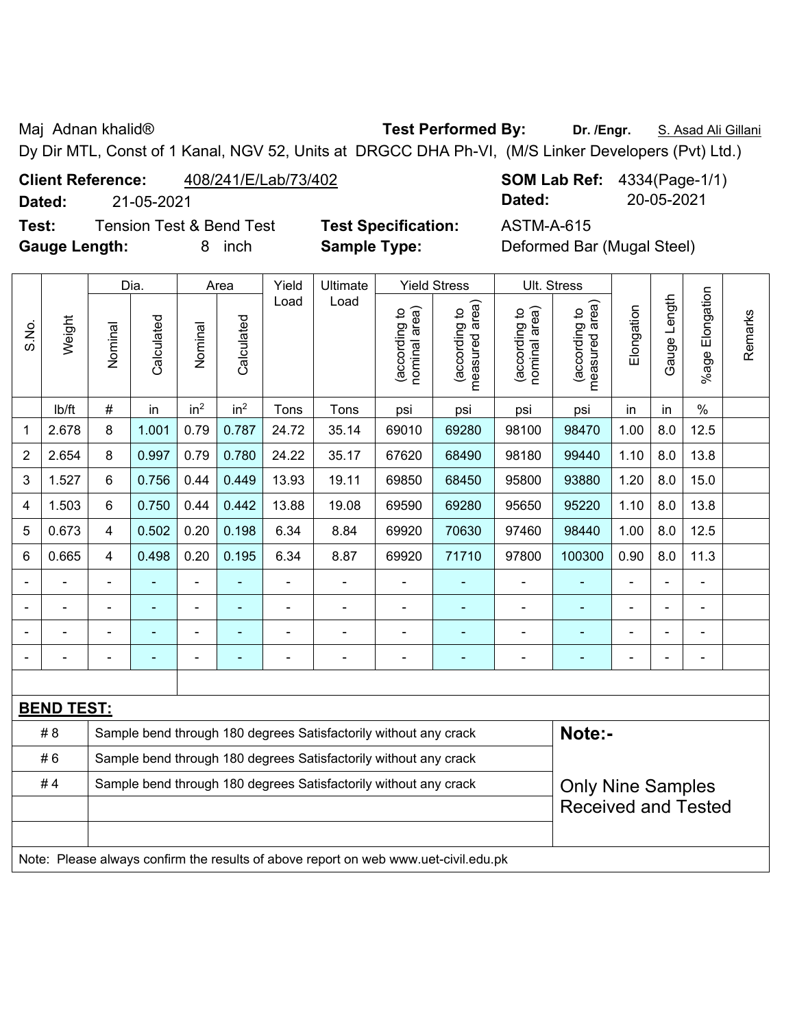Maj Adnan khalid® **Test Performed By:** **Dr. /Engr.** S. Asad Ali Gillani

Dy Dir MTL, Const of 1 Kanal, NGV 52, Units at DRGCC DHA Ph-VI, (M/S Linker Developers (Pvt) Ltd.)

**Client Reference:** 408/241/E/Lab/73/402 **SOM Lab Ref:** 4334(Page-1/1)

**Dated:** 21-05-2021 **Dated:** 20-05-2021

**Test:** Tension Test & Bend Test **Test Specification:** ASTM-A-615

**Gauge Length:** 8 inch **Sample Type:** Deformed Bar (Mugal Steel)

| S.No. | Weight | Dia. | | Area | | Yield Load | Ultimate Load | Yield Stress | | Ult. Stress | | Elongation | Gauge Length | %age Elongation | Remarks |
|---|---|---|---|---|---|---|---|---|---|---|---|---|---|---|---|
| | | Nominal | Calculated | Nominal | Calculated | | | (according to nominal area) | (according to measured area) | (according to nominal area) | (according to measured area) | | | | |
| | lb/ft | # | in | $in^2$ | $in^2$ | Tons | Tons | psi | psi | psi | psi | in | in | % | |
| 1 | 2.678 | 8 | 1.001 | 0.79 | 0.787 | 24.72 | 35.14 | 69010 | 69280 | 98100 | 98470 | 1.00 | 8.0 | 12.5 | |
| 2 | 2.654 | 8 | 0.997 | 0.79 | 0.780 | 24.22 | 35.17 | 67620 | 68490 | 98180 | 99440 | 1.10 | 8.0 | 13.8 | |
| 3 | 1.527 | 6 | 0.756 | 0.44 | 0.449 | 13.93 | 19.11 | 69850 | 68450 | 95800 | 93880 | 1.20 | 8.0 | 15.0 | |
| 4 | 1.503 | 6 | 0.750 | 0.44 | 0.442 | 13.88 | 19.08 | 69590 | 69280 | 95650 | 95220 | 1.10 | 8.0 | 13.8 | |
| 5 | 0.673 | 4 | 0.502 | 0.20 | 0.198 | 6.34 | 8.84 | 69920 | 70630 | 97460 | 98440 | 1.00 | 8.0 | 12.5 | |
| 6 | 0.665 | 4 | 0.498 | 0.20 | 0.195 | 6.34 | 8.87 | 69920 | 71710 | 97800 | 100300 | 0.90 | 8.0 | 11.3 | |
| - | - | - | - | - | - | - | - | - | - | - | - | - | - | - | |
| - | - | - | - | - | - | - | - | - | - | - | - | - | - | - | |
| - | - | - | - | - | - | - | - | - | - | - | - | - | - | - | |
| - | - | - | - | - | - | - | - | - | - | - | - | - | - | - | |

**BEND TEST:**

| | | |
|---|---|---|
| # 8 | Sample bend through 180 degrees Satisfactorily without any crack | **Note:-** |
| # 6 | Sample bend through 180 degrees Satisfactorily without any crack | |
| # 4 | Sample bend through 180 degrees Satisfactorily without any crack | Only Nine Samples Received and Tested |

Note: Please always confirm the results of above report on web www.uet-civil.edu.pk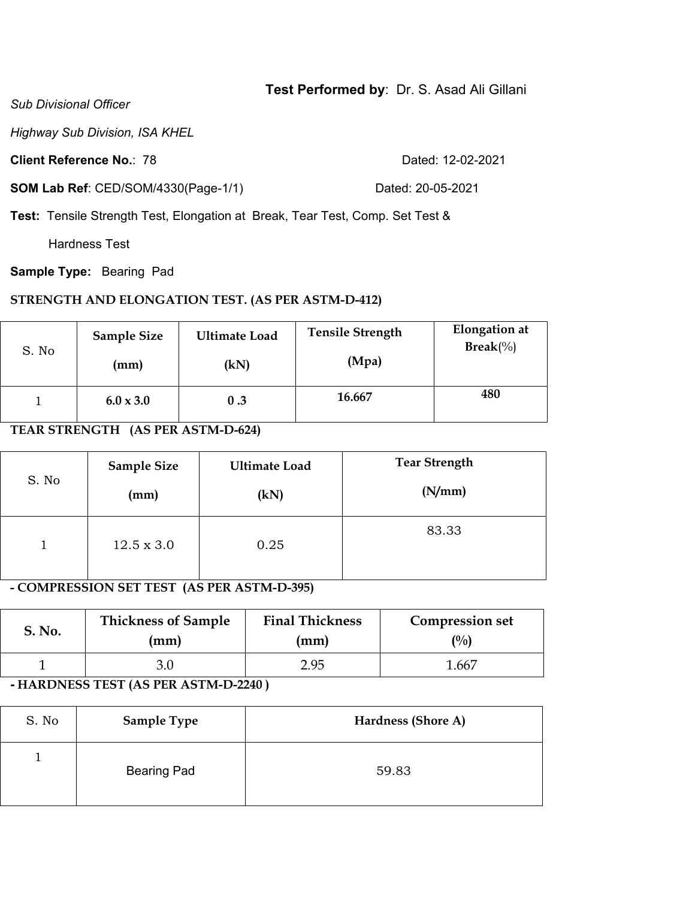**Test Performed by**: Dr. S. Asad Ali Gillani

*Sub Divisional Officer*

*Highway Sub Division, ISA KHEL*

**Client Reference No.**: 78 Dated: 12-02-2021

**SOM Lab Ref**: CED/SOM/4330(Page-1/1) Dated: 20-05-2021

**Test:** Tensile Strength Test, Elongation at Break, Tear Test, Comp. Set Test & Hardness Test

**Sample Type:** Bearing Pad

**STRENGTH AND ELONGATION TEST. (AS PER ASTM-D-412)**

| S. No | Sample Size (mm) | Ultimate Load (kN) | Tensile Strength (Mpa) | Elongation at Break(%) |
|---|---|---|---|---|
| 1 | **6.0 x 3.0** | **0 .3** | **16.667** | **480** |

**TEAR STRENGTH (AS PER ASTM-D-624)**

| S. No | Sample Size (mm) | Ultimate Load (kN) | Tear Strength (N/mm) |
|---|---|---|---|
| 1 | 12.5 x 3.0 | 0.25 | 83.33 |

**- COMPRESSION SET TEST (AS PER ASTM-D-395)**

| S. No. | Thickness of Sample (mm) | Final Thickness (mm) | Compression set (%) |
|---|---|---|---|
| 1 | 3.0 | 2.95 | 1.667 |

**- HARDNESS TEST (AS PER ASTM-D-2240 )**

| S. No | Sample Type | Hardness (Shore A) |
|---|---|---|
| 1 | Bearing Pad | 59.83 |